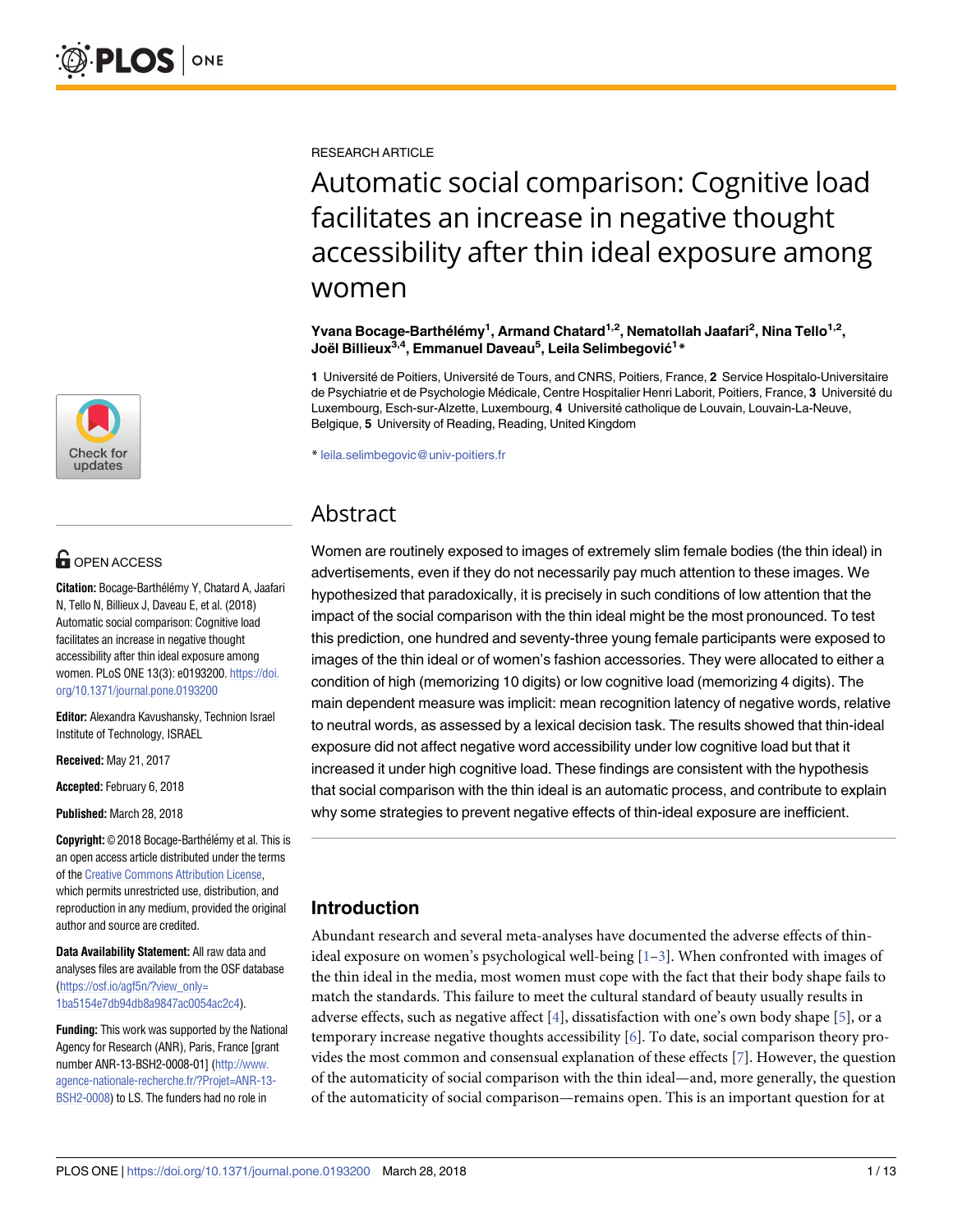RESEARCH ARTICLE

# Automatic social comparison: Cognitive load facilitates an increase in negative thought accessibility after thin ideal exposure among women

**Yvana Bocage-Barthélémy[1], Armand Chatard[1,2], Nematollah Jaafari[2], Nina Tello[1,2], Joël Billieux[3,4], Emmanuel Daveau[5], Leila Selimbegović[1]***

**1** Université de Poitiers, Université de Tours, and CNRS, Poitiers, France, **2** Service Hospitalo-Universitaire de Psychiatrie et de Psychologie Médicale, Centre Hospitalier Henri Laborit, Poitiers, France, **3** Université du Luxembourg, Esch-sur-Alzette, Luxembourg, **4** Université catholique de Louvain, Louvain-La-Neuve, Belgique, **5** University of Reading, Reading, United Kingdom

* leila.selimbegovic@univ-poitiers.fr

OPEN ACCESS

**Citation:** Bocage-Barthélémy Y, Chatard A, Jaafari N, Tello N, Billieux J, Daveau E, et al. (2018) Automatic social comparison: Cognitive load facilitates an increase in negative thought accessibility after thin ideal exposure among women. PLoS ONE 13(3): e0193200. https://doi.org/10.1371/journal.pone.0193200

**Editor:** Alexandra Kavushansky, Technion Israel Institute of Technology, ISRAEL

**Received:** May 21, 2017

**Accepted:** February 6, 2018

**Published:** March 28, 2018

**Copyright:** © 2018 Bocage-Barthélémy et al. This is an open access article distributed under the terms of the Creative Commons Attribution License, which permits unrestricted use, distribution, and reproduction in any medium, provided the original author and source are credited.

**Data Availability Statement:** All raw data and analyses files are available from the OSF database (https://osf.io/agf5n/?view_only=1ba5154e7db94db8a9847ac0054ac2c4).

**Funding:** This work was supported by the National Agency for Research (ANR), Paris, France [grant number ANR-13-BSH2-0008-01] (http://www.agence-nationale-recherche.fr/?Projet=ANR-13-BSH2-0008) to LS. The funders had no role in

## Abstract

Women are routinely exposed to images of extremely slim female bodies (the thin ideal) in advertisements, even if they do not necessarily pay much attention to these images. We hypothesized that paradoxically, it is precisely in such conditions of low attention that the impact of the social comparison with the thin ideal might be the most pronounced. To test this prediction, one hundred and seventy-three young female participants were exposed to images of the thin ideal or of women's fashion accessories. They were allocated to either a condition of high (memorizing 10 digits) or low cognitive load (memorizing 4 digits). The main dependent measure was implicit: mean recognition latency of negative words, relative to neutral words, as assessed by a lexical decision task. The results showed that thin-ideal exposure did not affect negative word accessibility under low cognitive load but that it increased it under high cognitive load. These findings are consistent with the hypothesis that social comparison with the thin ideal is an automatic process, and contribute to explain why some strategies to prevent negative effects of thin-ideal exposure are inefficient.

## Introduction

Abundant research and several meta-analyses have documented the adverse effects of thin-ideal exposure on women's psychological well-being [1–3]. When confronted with images of the thin ideal in the media, most women must cope with the fact that their body shape fails to match the standards. This failure to meet the cultural standard of beauty usually results in adverse effects, such as negative affect [4], dissatisfaction with one's own body shape [5], or a temporary increase negative thoughts accessibility [6]. To date, social comparison theory provides the most common and consensual explanation of these effects [7]. However, the question of the automaticity of social comparison with the thin ideal—and, more generally, the question of the automaticity of social comparison—remains open. This is an important question for at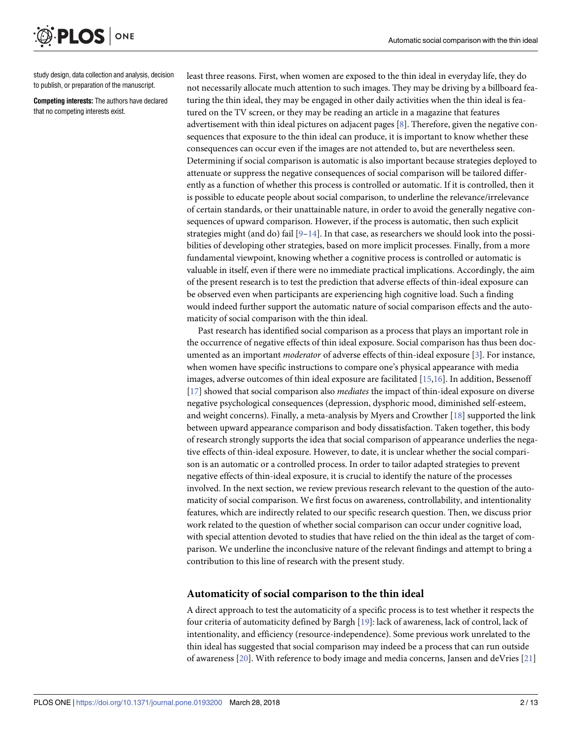study design, data collection and analysis, decision to publish, or preparation of the manuscript.

**Competing interests:** The authors have declared that no competing interests exist.

least three reasons. First, when women are exposed to the thin ideal in everyday life, they do not necessarily allocate much attention to such images. They may be driving by a billboard featuring the thin ideal, they may be engaged in other daily activities when the thin ideal is featured on the TV screen, or they may be reading an article in a magazine that features advertisement with thin ideal pictures on adjacent pages [8]. Therefore, given the negative consequences that exposure to the thin ideal can produce, it is important to know whether these consequences can occur even if the images are not attended to, but are nevertheless seen. Determining if social comparison is automatic is also important because strategies deployed to attenuate or suppress the negative consequences of social comparison will be tailored differently as a function of whether this process is controlled or automatic. If it is controlled, then it is possible to educate people about social comparison, to underline the relevance/irrelevance of certain standards, or their unattainable nature, in order to avoid the generally negative consequences of upward comparison. However, if the process is automatic, then such explicit strategies might (and do) fail [9–14]. In that case, as researchers we should look into the possibilities of developing other strategies, based on more implicit processes. Finally, from a more fundamental viewpoint, knowing whether a cognitive process is controlled or automatic is valuable in itself, even if there were no immediate practical implications. Accordingly, the aim of the present research is to test the prediction that adverse effects of thin-ideal exposure can be observed even when participants are experiencing high cognitive load. Such a finding would indeed further support the automatic nature of social comparison effects and the automaticity of social comparison with the thin ideal.

Past research has identified social comparison as a process that plays an important role in the occurrence of negative effects of thin ideal exposure. Social comparison has thus been documented as an important *moderator* of adverse effects of thin-ideal exposure [3]. For instance, when women have specific instructions to compare one's physical appearance with media images, adverse outcomes of thin ideal exposure are facilitated [15,16]. In addition, Bessenoff [17] showed that social comparison also *mediates* the impact of thin-ideal exposure on diverse negative psychological consequences (depression, dysphoric mood, diminished self-esteem, and weight concerns). Finally, a meta-analysis by Myers and Crowther [18] supported the link between upward appearance comparison and body dissatisfaction. Taken together, this body of research strongly supports the idea that social comparison of appearance underlies the negative effects of thin-ideal exposure. However, to date, it is unclear whether the social comparison is an automatic or a controlled process. In order to tailor adapted strategies to prevent negative effects of thin-ideal exposure, it is crucial to identify the nature of the processes involved. In the next section, we review previous research relevant to the question of the automaticity of social comparison. We first focus on awareness, controllability, and intentionality features, which are indirectly related to our specific research question. Then, we discuss prior work related to the question of whether social comparison can occur under cognitive load, with special attention devoted to studies that have relied on the thin ideal as the target of comparison. We underline the inconclusive nature of the relevant findings and attempt to bring a contribution to this line of research with the present study.

## Automaticity of social comparison to the thin ideal

A direct approach to test the automaticity of a specific process is to test whether it respects the four criteria of automaticity defined by Bargh [19]: lack of awareness, lack of control, lack of intentionality, and efficiency (resource-independence). Some previous work unrelated to the thin ideal has suggested that social comparison may indeed be a process that can run outside of awareness [20]. With reference to body image and media concerns, Jansen and deVries [21]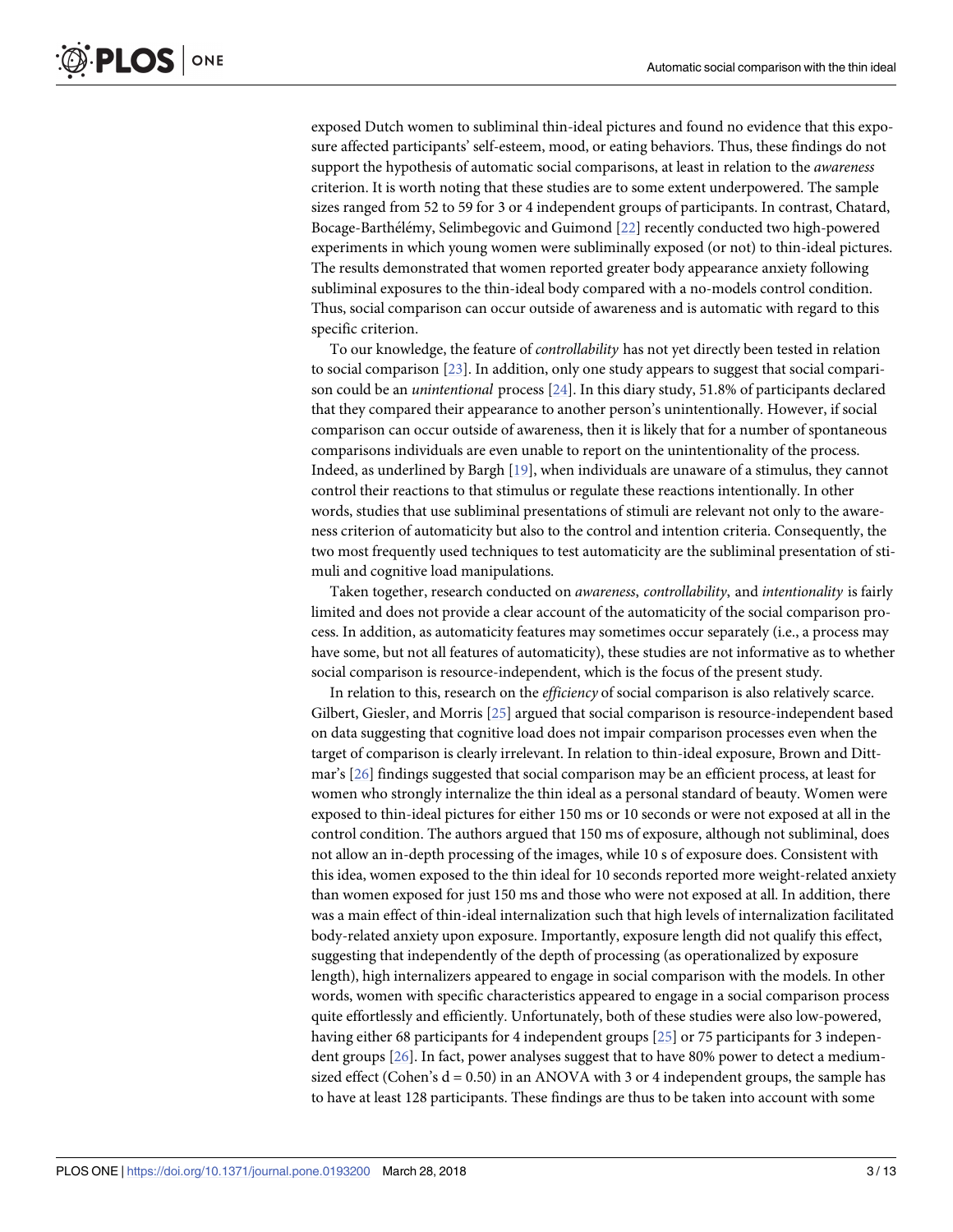exposed Dutch women to subliminal thin-ideal pictures and found no evidence that this exposure affected participants' self-esteem, mood, or eating behaviors. Thus, these findings do not support the hypothesis of automatic social comparisons, at least in relation to the *awareness* criterion. It is worth noting that these studies are to some extent underpowered. The sample sizes ranged from 52 to 59 for 3 or 4 independent groups of participants. In contrast, Chatard, Bocage-Barthélémy, Selimbegovic and Guimond [22] recently conducted two high-powered experiments in which young women were subliminally exposed (or not) to thin-ideal pictures. The results demonstrated that women reported greater body appearance anxiety following subliminal exposures to the thin-ideal body compared with a no-models control condition. Thus, social comparison can occur outside of awareness and is automatic with regard to this specific criterion.

To our knowledge, the feature of *controllability* has not yet directly been tested in relation to social comparison [23]. In addition, only one study appears to suggest that social comparison could be an *unintentional* process [24]. In this diary study, 51.8% of participants declared that they compared their appearance to another person's unintentionally. However, if social comparison can occur outside of awareness, then it is likely that for a number of spontaneous comparisons individuals are even unable to report on the unintentionality of the process. Indeed, as underlined by Bargh [19], when individuals are unaware of a stimulus, they cannot control their reactions to that stimulus or regulate these reactions intentionally. In other words, studies that use subliminal presentations of stimuli are relevant not only to the awareness criterion of automaticity but also to the control and intention criteria. Consequently, the two most frequently used techniques to test automaticity are the subliminal presentation of stimuli and cognitive load manipulations.

Taken together, research conducted on *awareness*, *controllability*, and *intentionality* is fairly limited and does not provide a clear account of the automaticity of the social comparison process. In addition, as automaticity features may sometimes occur separately (i.e., a process may have some, but not all features of automaticity), these studies are not informative as to whether social comparison is resource-independent, which is the focus of the present study.

In relation to this, research on the *efficiency* of social comparison is also relatively scarce. Gilbert, Giesler, and Morris [25] argued that social comparison is resource-independent based on data suggesting that cognitive load does not impair comparison processes even when the target of comparison is clearly irrelevant. In relation to thin-ideal exposure, Brown and Dittmar's [26] findings suggested that social comparison may be an efficient process, at least for women who strongly internalize the thin ideal as a personal standard of beauty. Women were exposed to thin-ideal pictures for either 150 ms or 10 seconds or were not exposed at all in the control condition. The authors argued that 150 ms of exposure, although not subliminal, does not allow an in-depth processing of the images, while 10 s of exposure does. Consistent with this idea, women exposed to the thin ideal for 10 seconds reported more weight-related anxiety than women exposed for just 150 ms and those who were not exposed at all. In addition, there was a main effect of thin-ideal internalization such that high levels of internalization facilitated body-related anxiety upon exposure. Importantly, exposure length did not qualify this effect, suggesting that independently of the depth of processing (as operationalized by exposure length), high internalizers appeared to engage in social comparison with the models. In other words, women with specific characteristics appeared to engage in a social comparison process quite effortlessly and efficiently. Unfortunately, both of these studies were also low-powered, having either 68 participants for 4 independent groups [25] or 75 participants for 3 independent groups [26]. In fact, power analyses suggest that to have 80% power to detect a medium-sized effect (Cohen's $d = 0.50$) in an ANOVA with 3 or 4 independent groups, the sample has to have at least 128 participants. These findings are thus to be taken into account with some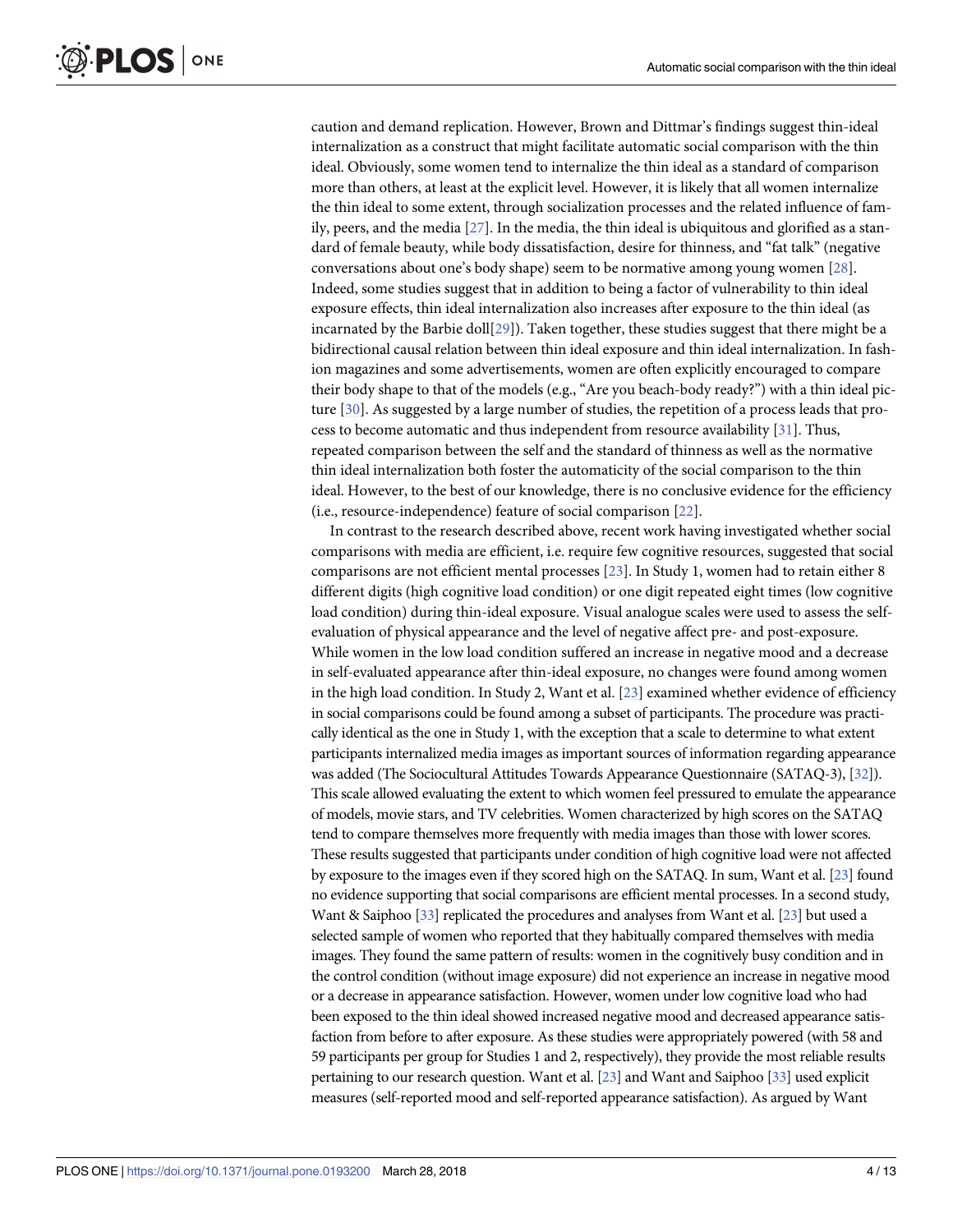caution and demand replication. However, Brown and Dittmar's findings suggest thin-ideal internalization as a construct that might facilitate automatic social comparison with the thin ideal. Obviously, some women tend to internalize the thin ideal as a standard of comparison more than others, at least at the explicit level. However, it is likely that all women internalize the thin ideal to some extent, through socialization processes and the related influence of family, peers, and the media [27]. In the media, the thin ideal is ubiquitous and glorified as a standard of female beauty, while body dissatisfaction, desire for thinness, and "fat talk" (negative conversations about one's body shape) seem to be normative among young women [28]. Indeed, some studies suggest that in addition to being a factor of vulnerability to thin ideal exposure effects, thin ideal internalization also increases after exposure to the thin ideal (as incarnated by the Barbie doll[29]). Taken together, these studies suggest that there might be a bidirectional causal relation between thin ideal exposure and thin ideal internalization. In fashion magazines and some advertisements, women are often explicitly encouraged to compare their body shape to that of the models (e.g., "Are you beach-body ready?") with a thin ideal picture [30]. As suggested by a large number of studies, the repetition of a process leads that process to become automatic and thus independent from resource availability [31]. Thus, repeated comparison between the self and the standard of thinness as well as the normative thin ideal internalization both foster the automaticity of the social comparison to the thin ideal. However, to the best of our knowledge, there is no conclusive evidence for the efficiency (i.e., resource-independence) feature of social comparison [22].

In contrast to the research described above, recent work having investigated whether social comparisons with media are efficient, i.e. require few cognitive resources, suggested that social comparisons are not efficient mental processes [23]. In Study 1, women had to retain either 8 different digits (high cognitive load condition) or one digit repeated eight times (low cognitive load condition) during thin-ideal exposure. Visual analogue scales were used to assess the self-evaluation of physical appearance and the level of negative affect pre- and post-exposure. While women in the low load condition suffered an increase in negative mood and a decrease in self-evaluated appearance after thin-ideal exposure, no changes were found among women in the high load condition. In Study 2, Want et al. [23] examined whether evidence of efficiency in social comparisons could be found among a subset of participants. The procedure was practically identical as the one in Study 1, with the exception that a scale to determine to what extent participants internalized media images as important sources of information regarding appearance was added (The Sociocultural Attitudes Towards Appearance Questionnaire (SATAQ-3), [32]). This scale allowed evaluating the extent to which women feel pressured to emulate the appearance of models, movie stars, and TV celebrities. Women characterized by high scores on the SATAQ tend to compare themselves more frequently with media images than those with lower scores. These results suggested that participants under condition of high cognitive load were not affected by exposure to the images even if they scored high on the SATAQ. In sum, Want et al. [23] found no evidence supporting that social comparisons are efficient mental processes. In a second study, Want & Saiphoo [33] replicated the procedures and analyses from Want et al. [23] but used a selected sample of women who reported that they habitually compared themselves with media images. They found the same pattern of results: women in the cognitively busy condition and in the control condition (without image exposure) did not experience an increase in negative mood or a decrease in appearance satisfaction. However, women under low cognitive load who had been exposed to the thin ideal showed increased negative mood and decreased appearance satisfaction from before to after exposure. As these studies were appropriately powered (with 58 and 59 participants per group for Studies 1 and 2, respectively), they provide the most reliable results pertaining to our research question. Want et al. [23] and Want and Saiphoo [33] used explicit measures (self-reported mood and self-reported appearance satisfaction). As argued by Want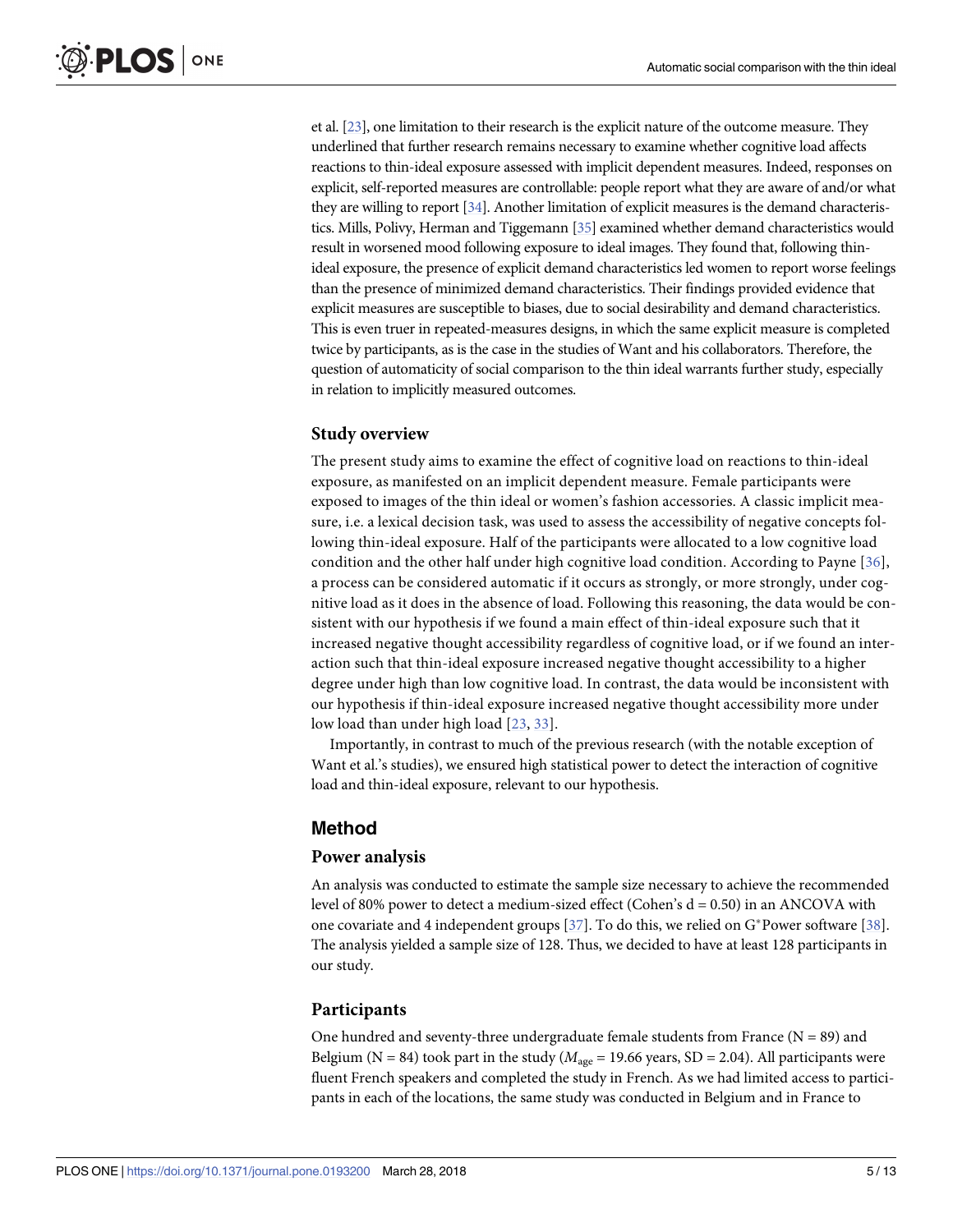et al. [23], one limitation to their research is the explicit nature of the outcome measure. They underlined that further research remains necessary to examine whether cognitive load affects reactions to thin-ideal exposure assessed with implicit dependent measures. Indeed, responses on explicit, self-reported measures are controllable: people report what they are aware of and/or what they are willing to report [34]. Another limitation of explicit measures is the demand characteristics. Mills, Polivy, Herman and Tiggemann [35] examined whether demand characteristics would result in worsened mood following exposure to ideal images. They found that, following thin-ideal exposure, the presence of explicit demand characteristics led women to report worse feelings than the presence of minimized demand characteristics. Their findings provided evidence that explicit measures are susceptible to biases, due to social desirability and demand characteristics. This is even truer in repeated-measures designs, in which the same explicit measure is completed twice by participants, as is the case in the studies of Want and his collaborators. Therefore, the question of automaticity of social comparison to the thin ideal warrants further study, especially in relation to implicitly measured outcomes.

### Study overview

The present study aims to examine the effect of cognitive load on reactions to thin-ideal exposure, as manifested on an implicit dependent measure. Female participants were exposed to images of the thin ideal or women's fashion accessories. A classic implicit measure, i.e. a lexical decision task, was used to assess the accessibility of negative concepts following thin-ideal exposure. Half of the participants were allocated to a low cognitive load condition and the other half under high cognitive load condition. According to Payne [36], a process can be considered automatic if it occurs as strongly, or more strongly, under cognitive load as it does in the absence of load. Following this reasoning, the data would be consistent with our hypothesis if we found a main effect of thin-ideal exposure such that it increased negative thought accessibility regardless of cognitive load, or if we found an interaction such that thin-ideal exposure increased negative thought accessibility to a higher degree under high than low cognitive load. In contrast, the data would be inconsistent with our hypothesis if thin-ideal exposure increased negative thought accessibility more under low load than under high load [23, 33].

Importantly, in contrast to much of the previous research (with the notable exception of Want et al.'s studies), we ensured high statistical power to detect the interaction of cognitive load and thin-ideal exposure, relevant to our hypothesis.

## Method

### Power analysis

An analysis was conducted to estimate the sample size necessary to achieve the recommended level of 80% power to detect a medium-sized effect (Cohen's d = 0.50) in an ANCOVA with one covariate and 4 independent groups [37]. To do this, we relied on G*Power software [38]. The analysis yielded a sample size of 128. Thus, we decided to have at least 128 participants in our study.

### Participants

One hundred and seventy-three undergraduate female students from France (N = 89) and Belgium (N = 84) took part in the study ($M_{age}$ = 19.66 years, SD = 2.04). All participants were fluent French speakers and completed the study in French. As we had limited access to participants in each of the locations, the same study was conducted in Belgium and in France to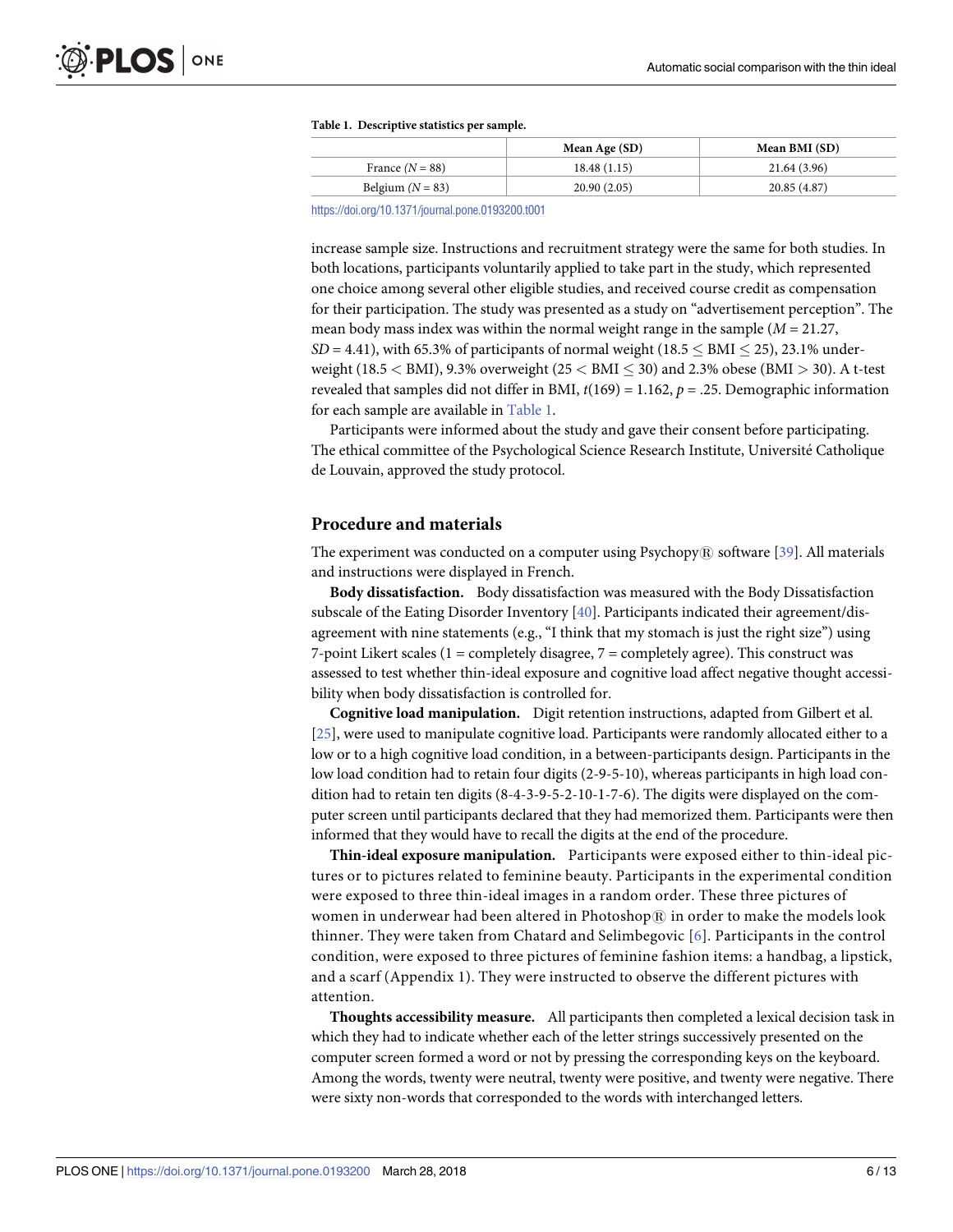**Table 1. Descriptive statistics per sample.**

| | Mean Age (SD) | Mean BMI (SD) |
|---|---|---|
| France ($N$ = 88) | 18.48 (1.15) | 21.64 (3.96) |
| Belgium ($N$ = 83) | 20.90 (2.05) | 20.85 (4.87) |

https://doi.org/10.1371/journal.pone.0193200.t001

increase sample size. Instructions and recruitment strategy were the same for both studies. In both locations, participants voluntarily applied to take part in the study, which represented one choice among several other eligible studies, and received course credit as compensation for their participation. The study was presented as a study on "advertisement perception". The mean body mass index was within the normal weight range in the sample ($M$ = 21.27, $SD$ = 4.41), with 65.3% of participants of normal weight ($18.5 \leq \text{BMI} \leq 25$), 23.1% underweight ($18.5 < \text{BMI}$), 9.3% overweight ($25 < \text{BMI} \leq 30$) and 2.3% obese ($\text{BMI} > 30$). A t-test revealed that samples did not differ in BMI, $t(169) = 1.162$, $p = .25$. Demographic information for each sample are available in Table 1.

Participants were informed about the study and gave their consent before participating. The ethical committee of the Psychological Science Research Institute, Université Catholique de Louvain, approved the study protocol.

## Procedure and materials

The experiment was conducted on a computer using Psychopy® software [39]. All materials and instructions were displayed in French.

**Body dissatisfaction.** Body dissatisfaction was measured with the Body Dissatisfaction subscale of the Eating Disorder Inventory [40]. Participants indicated their agreement/disagreement with nine statements (e.g., "I think that my stomach is just the right size") using 7-point Likert scales (1 = completely disagree, 7 = completely agree). This construct was assessed to test whether thin-ideal exposure and cognitive load affect negative thought accessibility when body dissatisfaction is controlled for.

**Cognitive load manipulation.** Digit retention instructions, adapted from Gilbert et al. [25], were used to manipulate cognitive load. Participants were randomly allocated either to a low or to a high cognitive load condition, in a between-participants design. Participants in the low load condition had to retain four digits (2-9-5-10), whereas participants in high load condition had to retain ten digits (8-4-3-9-5-2-10-1-7-6). The digits were displayed on the computer screen until participants declared that they had memorized them. Participants were then informed that they would have to recall the digits at the end of the procedure.

**Thin-ideal exposure manipulation.** Participants were exposed either to thin-ideal pictures or to pictures related to feminine beauty. Participants in the experimental condition were exposed to three thin-ideal images in a random order. These three pictures of women in underwear had been altered in Photoshop® in order to make the models look thinner. They were taken from Chatard and Selimbegovic [6]. Participants in the control condition, were exposed to three pictures of feminine fashion items: a handbag, a lipstick, and a scarf (Appendix 1). They were instructed to observe the different pictures with attention.

**Thoughts accessibility measure.** All participants then completed a lexical decision task in which they had to indicate whether each of the letter strings successively presented on the computer screen formed a word or not by pressing the corresponding keys on the keyboard. Among the words, twenty were neutral, twenty were positive, and twenty were negative. There were sixty non-words that corresponded to the words with interchanged letters.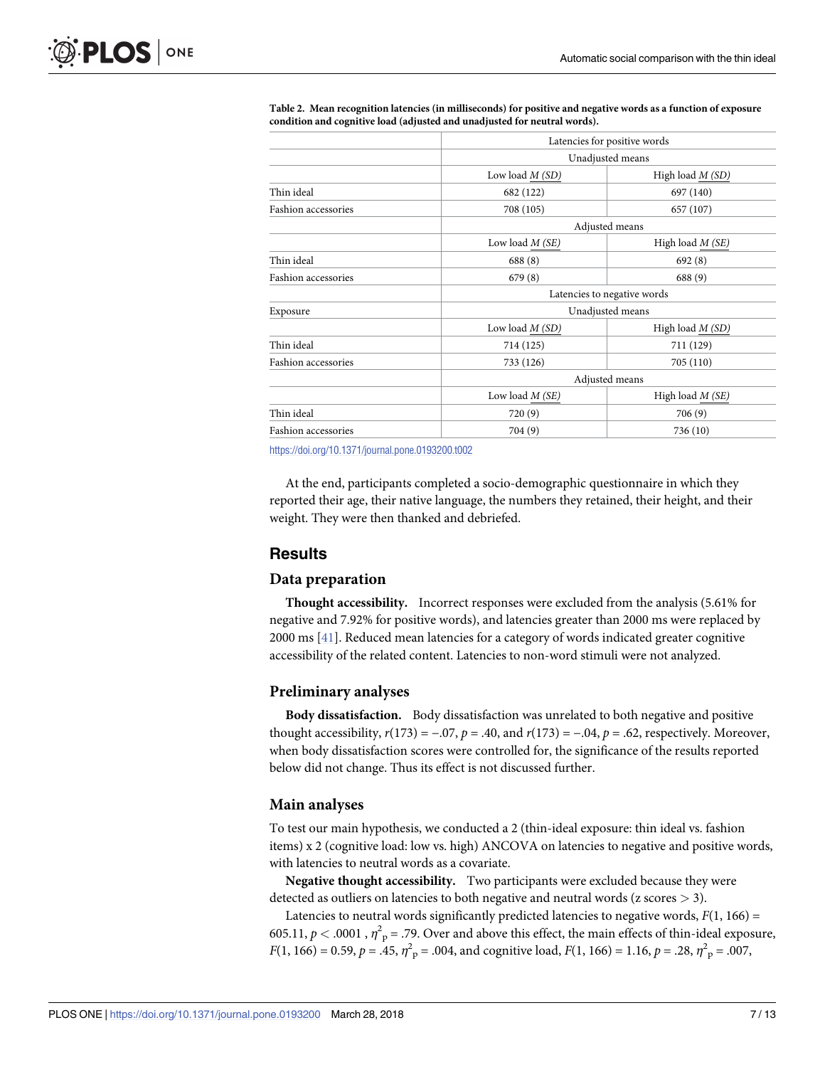**Table 2. Mean recognition latencies (in milliseconds) for positive and negative words as a function of exposure condition and cognitive load (adjusted and unadjusted for neutral words).**

| | Latencies for positive words | |
|---|---|---|
| | Unadjusted means | |
| | Low load *M (SD)* | High load *M (SD)* |
| Thin ideal | 682 (122) | 697 (140) |
| Fashion accessories | 708 (105) | 657 (107) |
| | Adjusted means | |
| | Low load *M (SE)* | High load *M (SE)* |
| Thin ideal | 688 (8) | 692 (8) |
| Fashion accessories | 679 (8) | 688 (9) |
| | Latencies to negative words | |
| Exposure | Unadjusted means | |
| | Low load *M (SD)* | High load *M (SD)* |
| Thin ideal | 714 (125) | 711 (129) |
| Fashion accessories | 733 (126) | 705 (110) |
| | Adjusted means | |
| | Low load *M (SE)* | High load *M (SE)* |
| Thin ideal | 720 (9) | 706 (9) |
| Fashion accessories | 704 (9) | 736 (10) |

https://doi.org/10.1371/journal.pone.0193200.t002

At the end, participants completed a socio-demographic questionnaire in which they reported their age, their native language, the numbers they retained, their height, and their weight. They were then thanked and debriefed.

## Results

### Data preparation

**Thought accessibility.** Incorrect responses were excluded from the analysis (5.61% for negative and 7.92% for positive words), and latencies greater than 2000 ms were replaced by 2000 ms [41]. Reduced mean latencies for a category of words indicated greater cognitive accessibility of the related content. Latencies to non-word stimuli were not analyzed.

### Preliminary analyses

**Body dissatisfaction.** Body dissatisfaction was unrelated to both negative and positive thought accessibility, $r(173) = -.07$, $p = .40$, and $r(173) = -.04$, $p = .62$, respectively. Moreover, when body dissatisfaction scores were controlled for, the significance of the results reported below did not change. Thus its effect is not discussed further.

### Main analyses

To test our main hypothesis, we conducted a 2 (thin-ideal exposure: thin ideal vs. fashion items) x 2 (cognitive load: low vs. high) ANCOVA on latencies to negative and positive words, with latencies to neutral words as a covariate.

**Negative thought accessibility.** Two participants were excluded because they were detected as outliers on latencies to both negative and neutral words (z scores > 3).

Latencies to neutral words significantly predicted latencies to negative words, $F(1, 166) = 605.11$, $p < .0001$ , $\eta^2_p = .79$. Over and above this effect, the main effects of thin-ideal exposure, $F(1, 166) = 0.59$, $p = .45$, $\eta^2_p = .004$, and cognitive load, $F(1, 166) = 1.16$, $p = .28$, $\eta^2_p = .007$,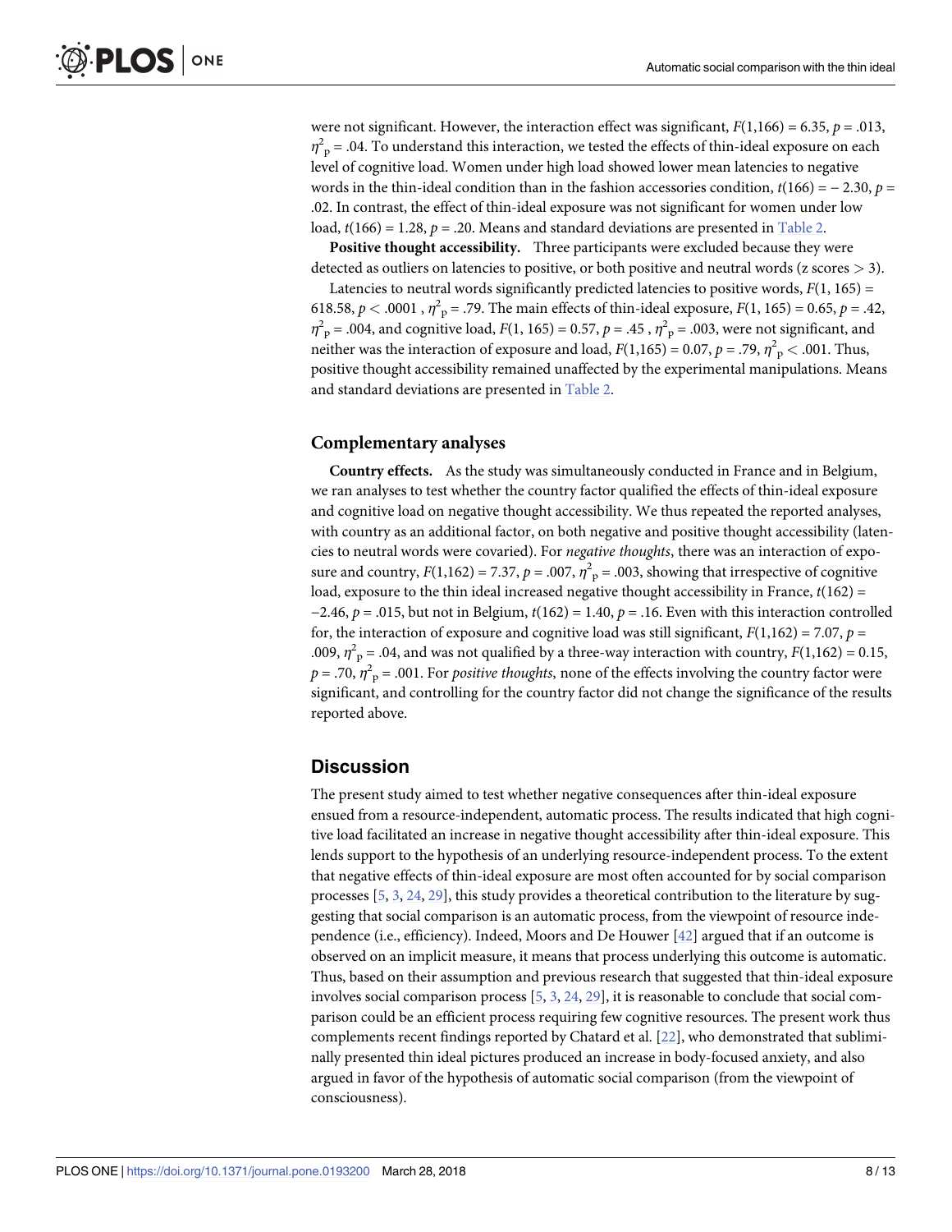were not significant. However, the interaction effect was significant, $F(1,166) = 6.35$, $p = .013$, $\eta^2_p = .04$. To understand this interaction, we tested the effects of thin-ideal exposure on each level of cognitive load. Women under high load showed lower mean latencies to negative words in the thin-ideal condition than in the fashion accessories condition, $t(166) = -2.30$, $p = .02$. In contrast, the effect of thin-ideal exposure was not significant for women under low load, $t(166) = 1.28$, $p = .20$. Means and standard deviations are presented in Table 2.

**Positive thought accessibility.** Three participants were excluded because they were detected as outliers on latencies to positive, or both positive and neutral words (z scores > 3).

Latencies to neutral words significantly predicted latencies to positive words, $F(1, 165) = 618.58$, $p < .0001$, $\eta^2_p = .79$. The main effects of thin-ideal exposure, $F(1, 165) = 0.65$, $p = .42$, $\eta^2_p = .004$, and cognitive load, $F(1, 165) = 0.57$, $p = .45$, $\eta^2_p = .003$, were not significant, and neither was the interaction of exposure and load, $F(1,165) = 0.07$, $p = .79$, $\eta^2_p < .001$. Thus, positive thought accessibility remained unaffected by the experimental manipulations. Means and standard deviations are presented in Table 2.

## Complementary analyses

**Country effects.** As the study was simultaneously conducted in France and in Belgium, we ran analyses to test whether the country factor qualified the effects of thin-ideal exposure and cognitive load on negative thought accessibility. We thus repeated the reported analyses, with country as an additional factor, on both negative and positive thought accessibility (latencies to neutral words were covaried). For *negative thoughts*, there was an interaction of exposure and country, $F(1,162) = 7.37$, $p = .007$, $\eta^2_p = .003$, showing that irrespective of cognitive load, exposure to the thin ideal increased negative thought accessibility in France, $t(162) = -2.46$, $p = .015$, but not in Belgium, $t(162) = 1.40$, $p = .16$. Even with this interaction controlled for, the interaction of exposure and cognitive load was still significant, $F(1,162) = 7.07$, $p = .009$, $\eta^2_p = .04$, and was not qualified by a three-way interaction with country, $F(1,162) = 0.15$, $p = .70$, $\eta^2_p = .001$. For *positive thoughts*, none of the effects involving the country factor were significant, and controlling for the country factor did not change the significance of the results reported above.

# Discussion

The present study aimed to test whether negative consequences after thin-ideal exposure ensued from a resource-independent, automatic process. The results indicated that high cognitive load facilitated an increase in negative thought accessibility after thin-ideal exposure. This lends support to the hypothesis of an underlying resource-independent process. To the extent that negative effects of thin-ideal exposure are most often accounted for by social comparison processes [5, 3, 24, 29], this study provides a theoretical contribution to the literature by suggesting that social comparison is an automatic process, from the viewpoint of resource independence (i.e., efficiency). Indeed, Moors and De Houwer [42] argued that if an outcome is observed on an implicit measure, it means that process underlying this outcome is automatic. Thus, based on their assumption and previous research that suggested that thin-ideal exposure involves social comparison process [5, 3, 24, 29], it is reasonable to conclude that social comparison could be an efficient process requiring few cognitive resources. The present work thus complements recent findings reported by Chatard et al. [22], who demonstrated that subliminally presented thin ideal pictures produced an increase in body-focused anxiety, and also argued in favor of the hypothesis of automatic social comparison (from the viewpoint of consciousness).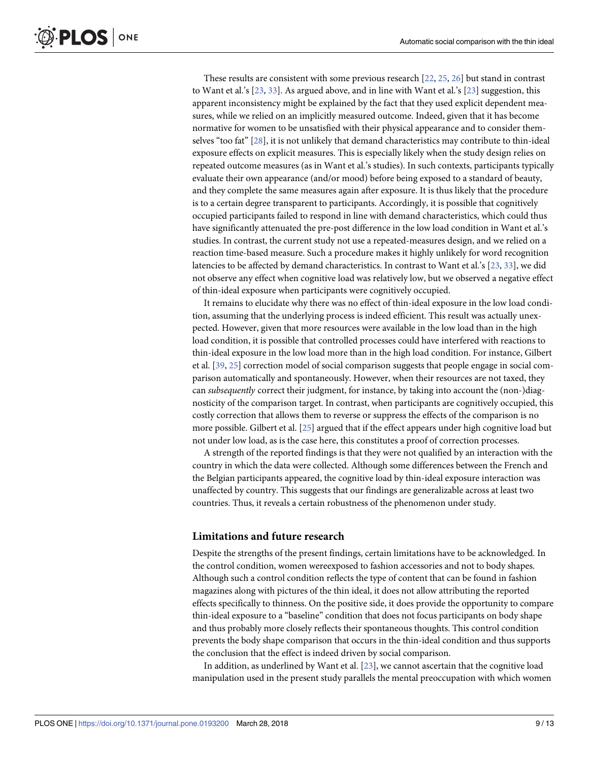These results are consistent with some previous research [22, 25, 26] but stand in contrast to Want et al.'s [23, 33]. As argued above, and in line with Want et al.'s [23] suggestion, this apparent inconsistency might be explained by the fact that they used explicit dependent measures, while we relied on an implicitly measured outcome. Indeed, given that it has become normative for women to be unsatisfied with their physical appearance and to consider themselves "too fat" [28], it is not unlikely that demand characteristics may contribute to thin-ideal exposure effects on explicit measures. This is especially likely when the study design relies on repeated outcome measures (as in Want et al.'s studies). In such contexts, participants typically evaluate their own appearance (and/or mood) before being exposed to a standard of beauty, and they complete the same measures again after exposure. It is thus likely that the procedure is to a certain degree transparent to participants. Accordingly, it is possible that cognitively occupied participants failed to respond in line with demand characteristics, which could thus have significantly attenuated the pre-post difference in the low load condition in Want et al.'s studies. In contrast, the current study not use a repeated-measures design, and we relied on a reaction time-based measure. Such a procedure makes it highly unlikely for word recognition latencies to be affected by demand characteristics. In contrast to Want et al.'s [23, 33], we did not observe any effect when cognitive load was relatively low, but we observed a negative effect of thin-ideal exposure when participants were cognitively occupied.

It remains to elucidate why there was no effect of thin-ideal exposure in the low load condition, assuming that the underlying process is indeed efficient. This result was actually unexpected. However, given that more resources were available in the low load than in the high load condition, it is possible that controlled processes could have interfered with reactions to thin-ideal exposure in the low load more than in the high load condition. For instance, Gilbert et al. [39, 25] correction model of social comparison suggests that people engage in social comparison automatically and spontaneously. However, when their resources are not taxed, they can *subsequently* correct their judgment, for instance, by taking into account the (non-)diagnosticity of the comparison target. In contrast, when participants are cognitively occupied, this costly correction that allows them to reverse or suppress the effects of the comparison is no more possible. Gilbert et al. [25] argued that if the effect appears under high cognitive load but not under low load, as is the case here, this constitutes a proof of correction processes.

A strength of the reported findings is that they were not qualified by an interaction with the country in which the data were collected. Although some differences between the French and the Belgian participants appeared, the cognitive load by thin-ideal exposure interaction was unaffected by country. This suggests that our findings are generalizable across at least two countries. Thus, it reveals a certain robustness of the phenomenon under study.

## Limitations and future research

Despite the strengths of the present findings, certain limitations have to be acknowledged. In the control condition, women wereexposed to fashion accessories and not to body shapes. Although such a control condition reflects the type of content that can be found in fashion magazines along with pictures of the thin ideal, it does not allow attributing the reported effects specifically to thinness. On the positive side, it does provide the opportunity to compare thin-ideal exposure to a "baseline" condition that does not focus participants on body shape and thus probably more closely reflects their spontaneous thoughts. This control condition prevents the body shape comparison that occurs in the thin-ideal condition and thus supports the conclusion that the effect is indeed driven by social comparison.

In addition, as underlined by Want et al. [23], we cannot ascertain that the cognitive load manipulation used in the present study parallels the mental preoccupation with which women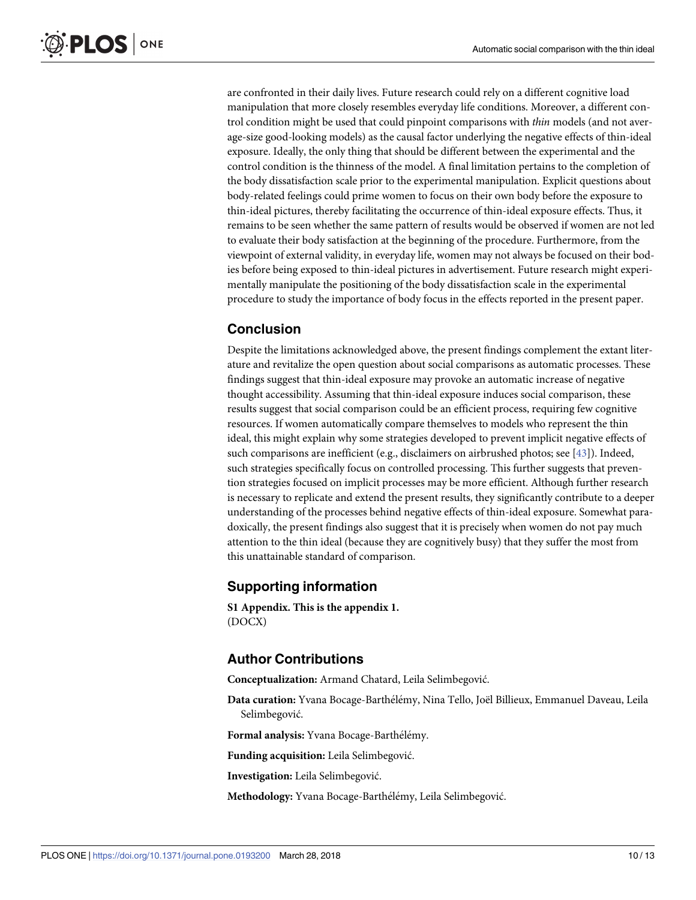are confronted in their daily lives. Future research could rely on a different cognitive load manipulation that more closely resembles everyday life conditions. Moreover, a different control condition might be used that could pinpoint comparisons with *thin* models (and not average-size good-looking models) as the causal factor underlying the negative effects of thin-ideal exposure. Ideally, the only thing that should be different between the experimental and the control condition is the thinness of the model. A final limitation pertains to the completion of the body dissatisfaction scale prior to the experimental manipulation. Explicit questions about body-related feelings could prime women to focus on their own body before the exposure to thin-ideal pictures, thereby facilitating the occurrence of thin-ideal exposure effects. Thus, it remains to be seen whether the same pattern of results would be observed if women are not led to evaluate their body satisfaction at the beginning of the procedure. Furthermore, from the viewpoint of external validity, in everyday life, women may not always be focused on their bodies before being exposed to thin-ideal pictures in advertisement. Future research might experimentally manipulate the positioning of the body dissatisfaction scale in the experimental procedure to study the importance of body focus in the effects reported in the present paper.

## Conclusion

Despite the limitations acknowledged above, the present findings complement the extant literature and revitalize the open question about social comparisons as automatic processes. These findings suggest that thin-ideal exposure may provoke an automatic increase of negative thought accessibility. Assuming that thin-ideal exposure induces social comparison, these results suggest that social comparison could be an efficient process, requiring few cognitive resources. If women automatically compare themselves to models who represent the thin ideal, this might explain why some strategies developed to prevent implicit negative effects of such comparisons are inefficient (e.g., disclaimers on airbrushed photos; see [43]). Indeed, such strategies specifically focus on controlled processing. This further suggests that prevention strategies focused on implicit processes may be more efficient. Although further research is necessary to replicate and extend the present results, they significantly contribute to a deeper understanding of the processes behind negative effects of thin-ideal exposure. Somewhat paradoxically, the present findings also suggest that it is precisely when women do not pay much attention to the thin ideal (because they are cognitively busy) that they suffer the most from this unattainable standard of comparison.

## Supporting information

**S1 Appendix. This is the appendix 1.**
(DOCX)

## Author Contributions

**Conceptualization:** Armand Chatard, Leila Selimbegović.

**Data curation:** Yvana Bocage-Barthélémy, Nina Tello, Joël Billieux, Emmanuel Daveau, Leila Selimbegović.

**Formal analysis:** Yvana Bocage-Barthélémy.

**Funding acquisition:** Leila Selimbegović.

**Investigation:** Leila Selimbegović.

**Methodology:** Yvana Bocage-Barthélémy, Leila Selimbegović.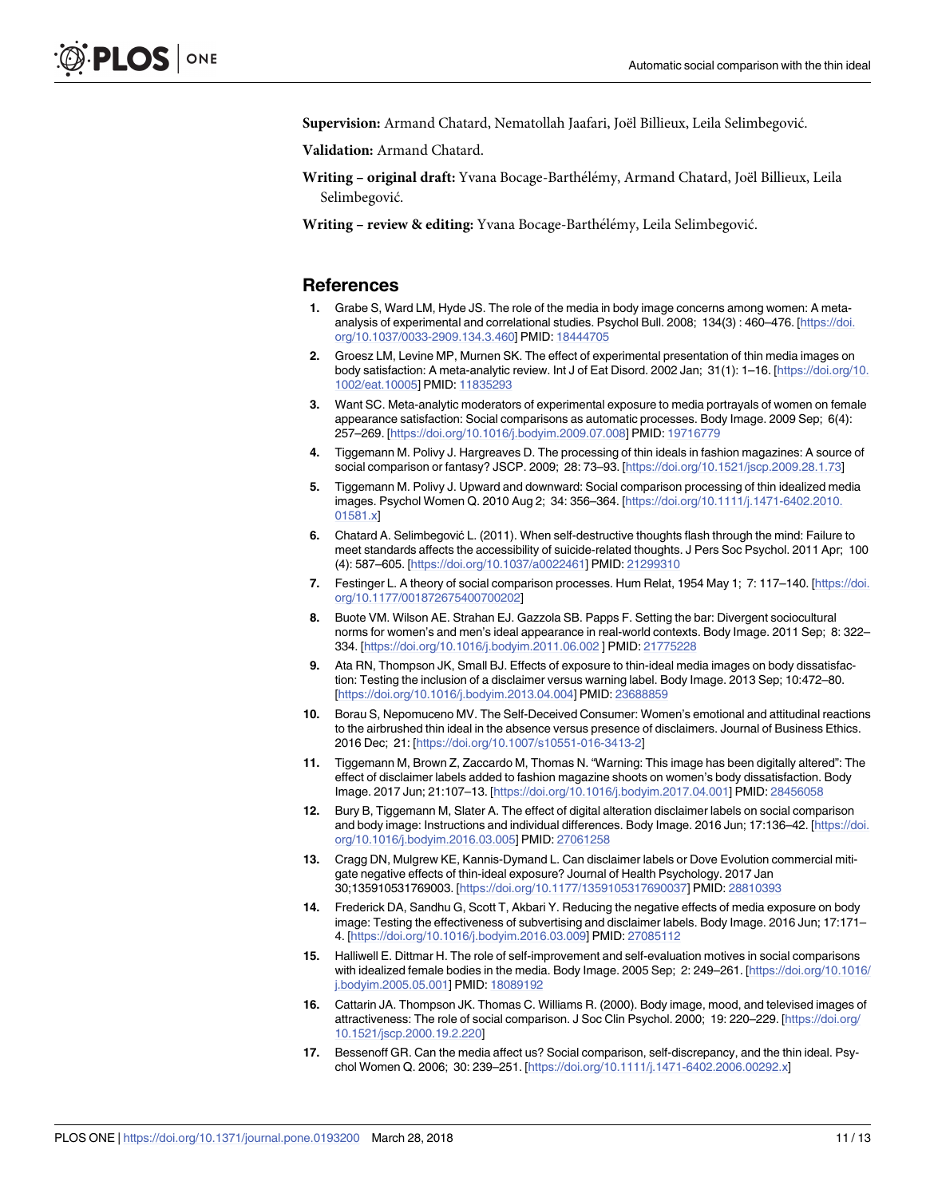**Supervision:** Armand Chatard, Nematollah Jaafari, Joël Billieux, Leila Selimbegović.

**Validation:** Armand Chatard.

**Writing – original draft:** Yvana Bocage-Barthélémy, Armand Chatard, Joël Billieux, Leila Selimbegović.

**Writing – review & editing:** Yvana Bocage-Barthélémy, Leila Selimbegović.

## References

1. Grabe S, Ward LM, Hyde JS. The role of the media in body image concerns among women: A meta-analysis of experimental and correlational studies. Psychol Bull. 2008; 134(3) : 460–476. [https://doi.org/10.1037/0033-2909.134.3.460] PMID: 18444705
2. Groesz LM, Levine MP, Murnen SK. The effect of experimental presentation of thin media images on body satisfaction: A meta-analytic review. Int J of Eat Disord. 2002 Jan; 31(1): 1–16. [https://doi.org/10.1002/eat.10005] PMID: 11835293
3. Want SC. Meta-analytic moderators of experimental exposure to media portrayals of women on female appearance satisfaction: Social comparisons as automatic processes. Body Image. 2009 Sep; 6(4): 257–269. [https://doi.org/10.1016/j.bodyim.2009.07.008] PMID: 19716779
4. Tiggemann M. Polivy J. Hargreaves D. The processing of thin ideals in fashion magazines: A source of social comparison or fantasy? JSCP. 2009; 28: 73–93. [https://doi.org/10.1521/jscp.2009.28.1.73]
5. Tiggemann M. Polivy J. Upward and downward: Social comparison processing of thin idealized media images. Psychol Women Q. 2010 Aug 2; 34: 356–364. [https://doi.org/10.1111/j.1471-6402.2010.01581.x]
6. Chatard A. Selimbegović L. (2011). When self-destructive thoughts flash through the mind: Failure to meet standards affects the accessibility of suicide-related thoughts. J Pers Soc Psychol. 2011 Apr; 100 (4): 587–605. [https://doi.org/10.1037/a0022461] PMID: 21299310
7. Festinger L. A theory of social comparison processes. Hum Relat, 1954 May 1; 7: 117–140. [https://doi.org/10.1177/001872675400700202]
8. Buote VM. Wilson AE. Strahan EJ. Gazzola SB. Papps F. Setting the bar: Divergent sociocultural norms for women's and men's ideal appearance in real-world contexts. Body Image. 2011 Sep; 8: 322–334. [https://doi.org/10.1016/j.bodyim.2011.06.002 ] PMID: 21775228
9. Ata RN, Thompson JK, Small BJ. Effects of exposure to thin-ideal media images on body dissatisfaction: Testing the inclusion of a disclaimer versus warning label. Body Image. 2013 Sep; 10:472–80. [https://doi.org/10.1016/j.bodyim.2013.04.004] PMID: 23688859
10. Borau S, Nepomuceno MV. The Self-Deceived Consumer: Women's emotional and attitudinal reactions to the airbrushed thin ideal in the absence versus presence of disclaimers. Journal of Business Ethics. 2016 Dec; 21: [https://doi.org/10.1007/s10551-016-3413-2]
11. Tiggemann M, Brown Z, Zaccardo M, Thomas N. "Warning: This image has been digitally altered": The effect of disclaimer labels added to fashion magazine shoots on women's body dissatisfaction. Body Image. 2017 Jun; 21:107–13. [https://doi.org/10.1016/j.bodyim.2017.04.001] PMID: 28456058
12. Bury B, Tiggemann M, Slater A. The effect of digital alteration disclaimer labels on social comparison and body image: Instructions and individual differences. Body Image. 2016 Jun; 17:136–42. [https://doi.org/10.1016/j.bodyim.2016.03.005] PMID: 27061258
13. Cragg DN, Mulgrew KE, Kannis-Dymand L. Can disclaimer labels or Dove Evolution commercial mitigate negative effects of thin-ideal exposure? Journal of Health Psychology. 2017 Jan 30;135910531769003. [https://doi.org/10.1177/1359105317690037] PMID: 28810393
14. Frederick DA, Sandhu G, Scott T, Akbari Y. Reducing the negative effects of media exposure on body image: Testing the effectiveness of subvertising and disclaimer labels. Body Image. 2016 Jun; 17:171–4. [https://doi.org/10.1016/j.bodyim.2016.03.009] PMID: 27085112
15. Halliwell E. Dittmar H. The role of self-improvement and self-evaluation motives in social comparisons with idealized female bodies in the media. Body Image. 2005 Sep; 2: 249–261. [https://doi.org/10.1016/j.bodyim.2005.05.001] PMID: 18089192
16. Cattarin JA. Thompson JK. Thomas C. Williams R. (2000). Body image, mood, and televised images of attractiveness: The role of social comparison. J Soc Clin Psychol. 2000; 19: 220–229. [https://doi.org/10.1521/jscp.2000.19.2.220]
17. Bessenoff GR. Can the media affect us? Social comparison, self-discrepancy, and the thin ideal. Psychol Women Q. 2006; 30: 239–251. [https://doi.org/10.1111/j.1471-6402.2006.00292.x]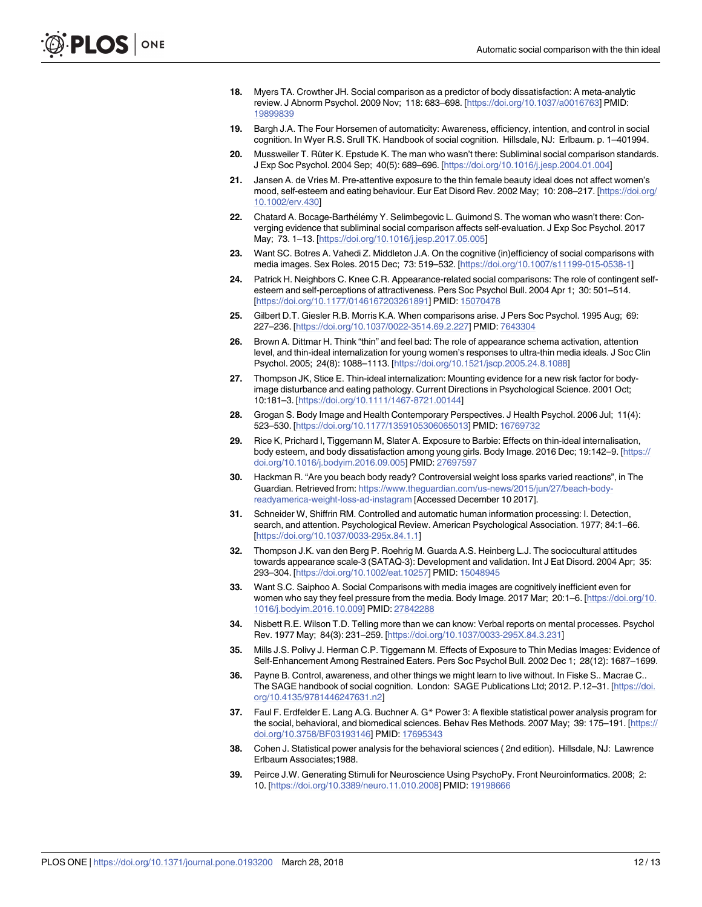18. Myers TA. Crowther JH. Social comparison as a predictor of body dissatisfaction: A meta-analytic review. J Abnorm Psychol. 2009 Nov; 118: 683–698. [https://doi.org/10.1037/a0016763] PMID: 19899839

19. Bargh J.A. The Four Horsemen of automaticity: Awareness, efficiency, intention, and control in social cognition. In Wyer R.S. Srull TK. Handbook of social cognition. Hillsdale, NJ: Erlbaum. p. 1–401994.

20. Mussweiler T. Rüter K. Epstude K. The man who wasn't there: Subliminal social comparison standards. J Exp Soc Psychol. 2004 Sep; 40(5): 689–696. [https://doi.org/10.1016/j.jesp.2004.01.004]

21. Jansen A. de Vries M. Pre-attentive exposure to the thin female beauty ideal does not affect women's mood, self-esteem and eating behaviour. Eur Eat Disord Rev. 2002 May; 10: 208–217. [https://doi.org/10.1002/erv.430]

22. Chatard A. Bocage-Barthélémy Y. Selimbegovic L. Guimond S. The woman who wasn't there: Converging evidence that subliminal social comparison affects self-evaluation. J Exp Soc Psychol. 2017 May; 73. 1–13. [https://doi.org/10.1016/j.jesp.2017.05.005]

23. Want SC. Botres A. Vahedi Z. Middleton J.A. On the cognitive (in)efficiency of social comparisons with media images. Sex Roles. 2015 Dec; 73: 519–532. [https://doi.org/10.1007/s11199-015-0538-1]

24. Patrick H. Neighbors C. Knee C.R. Appearance-related social comparisons: The role of contingent self-esteem and self-perceptions of attractiveness. Pers Soc Psychol Bull. 2004 Apr 1; 30: 501–514. [https://doi.org/10.1177/0146167203261891] PMID: 15070478

25. Gilbert D.T. Giesler R.B. Morris K.A. When comparisons arise. J Pers Soc Psychol. 1995 Aug; 69: 227–236. [https://doi.org/10.1037/0022-3514.69.2.227] PMID: 7643304

26. Brown A. Dittmar H. Think "thin" and feel bad: The role of appearance schema activation, attention level, and thin-ideal internalization for young women's responses to ultra-thin media ideals. J Soc Clin Psychol. 2005; 24(8): 1088–1113. [https://doi.org/10.1521/jscp.2005.24.8.1088]

27. Thompson JK, Stice E. Thin-ideal internalization: Mounting evidence for a new risk factor for body-image disturbance and eating pathology. Current Directions in Psychological Science. 2001 Oct; 10:181–3. [https://doi.org/10.1111/1467-8721.00144]

28. Grogan S. Body Image and Health Contemporary Perspectives. J Health Psychol. 2006 Jul; 11(4): 523–530. [https://doi.org/10.1177/1359105306065013] PMID: 16769732

29. Rice K, Prichard I, Tiggemann M, Slater A. Exposure to Barbie: Effects on thin-ideal internalisation, body esteem, and body dissatisfaction among young girls. Body Image. 2016 Dec; 19:142–9. [https://doi.org/10.1016/j.bodyim.2016.09.005] PMID: 27697597

30. Hackman R. "Are you beach body ready? Controversial weight loss sparks varied reactions", in The Guardian. Retrieved from: https://www.theguardian.com/us-news/2015/jun/27/beach-body-readyamerica-weight-loss-ad-instagram [Accessed December 10 2017].

31. Schneider W, Shiffrin RM. Controlled and automatic human information processing: I. Detection, search, and attention. Psychological Review. American Psychological Association. 1977; 84:1–66. [https://doi.org/10.1037/0033-295x.84.1.1]

32. Thompson J.K. van den Berg P. Roehrig M. Guarda A.S. Heinberg L.J. The sociocultural attitudes towards appearance scale-3 (SATAQ-3): Development and validation. Int J Eat Disord. 2004 Apr; 35: 293–304. [https://doi.org/10.1002/eat.10257] PMID: 15048945

33. Want S.C. Saiphoo A. Social Comparisons with media images are cognitively inefficient even for women who say they feel pressure from the media. Body Image. 2017 Mar; 20:1–6. [https://doi.org/10.1016/j.bodyim.2016.10.009] PMID: 27842288

34. Nisbett R.E. Wilson T.D. Telling more than we can know: Verbal reports on mental processes. Psychol Rev. 1977 May; 84(3): 231–259. [https://doi.org/10.1037/0033-295X.84.3.231]

35. Mills J.S. Polivy J. Herman C.P. Tiggemann M. Effects of Exposure to Thin Medias Images: Evidence of Self-Enhancement Among Restrained Eaters. Pers Soc Psychol Bull. 2002 Dec 1; 28(12): 1687–1699.

36. Payne B. Control, awareness, and other things we might learn to live without. In Fiske S.. Macrae C.. The SAGE handbook of social cognition. London: SAGE Publications Ltd; 2012. P.12–31. [https://doi.org/10.4135/9781446247631.n2]

37. Faul F. Erdfelder E. Lang A.G. Buchner A. G* Power 3: A flexible statistical power analysis program for the social, behavioral, and biomedical sciences. Behav Res Methods. 2007 May; 39: 175–191. [https://doi.org/10.3758/BF03193146] PMID: 17695343

38. Cohen J. Statistical power analysis for the behavioral sciences ( 2nd edition). Hillsdale, NJ: Lawrence Erlbaum Associates;1988.

39. Peirce J.W. Generating Stimuli for Neuroscience Using PsychoPy. Front Neuroinformatics. 2008; 2: 10. [https://doi.org/10.3389/neuro.11.010.2008] PMID: 19198666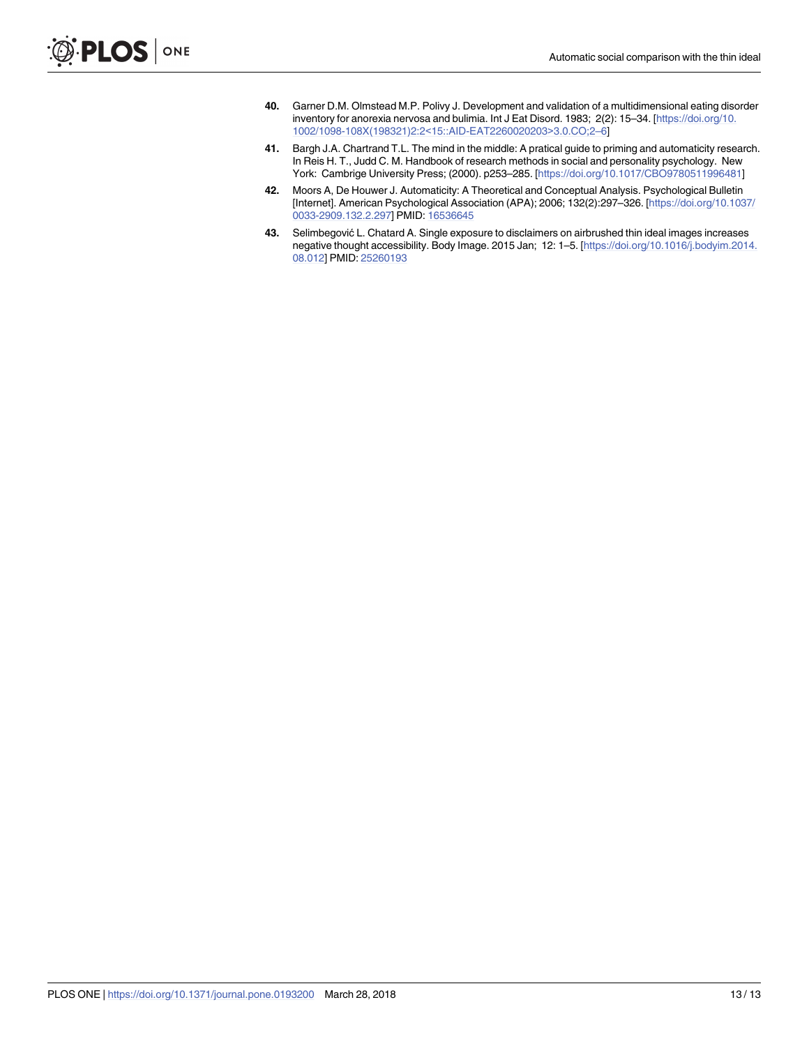40. Garner D.M. Olmstead M.P. Polivy J. Development and validation of a multidimensional eating disorder inventory for anorexia nervosa and bulimia. Int J Eat Disord. 1983; 2(2): 15–34. [https://doi.org/10.1002/1098-108X(198321)2:2<15::AID-EAT2260020203>3.0.CO;2–6]

41. Bargh J.A. Chartrand T.L. The mind in the middle: A pratical guide to priming and automaticity research. In Reis H. T., Judd C. M. Handbook of research methods in social and personality psychology. New York: Cambrige University Press; (2000). p253–285. [https://doi.org/10.1017/CBO9780511996481]

42. Moors A, De Houwer J. Automaticity: A Theoretical and Conceptual Analysis. Psychological Bulletin [Internet]. American Psychological Association (APA); 2006; 132(2):297–326. [https://doi.org/10.1037/0033-2909.132.2.297] PMID: 16536645

43. Selimbegović L. Chatard A. Single exposure to disclaimers on airbrushed thin ideal images increases negative thought accessibility. Body Image. 2015 Jan; 12: 1–5. [https://doi.org/10.1016/j.bodyim.2014.08.012] PMID: 25260193